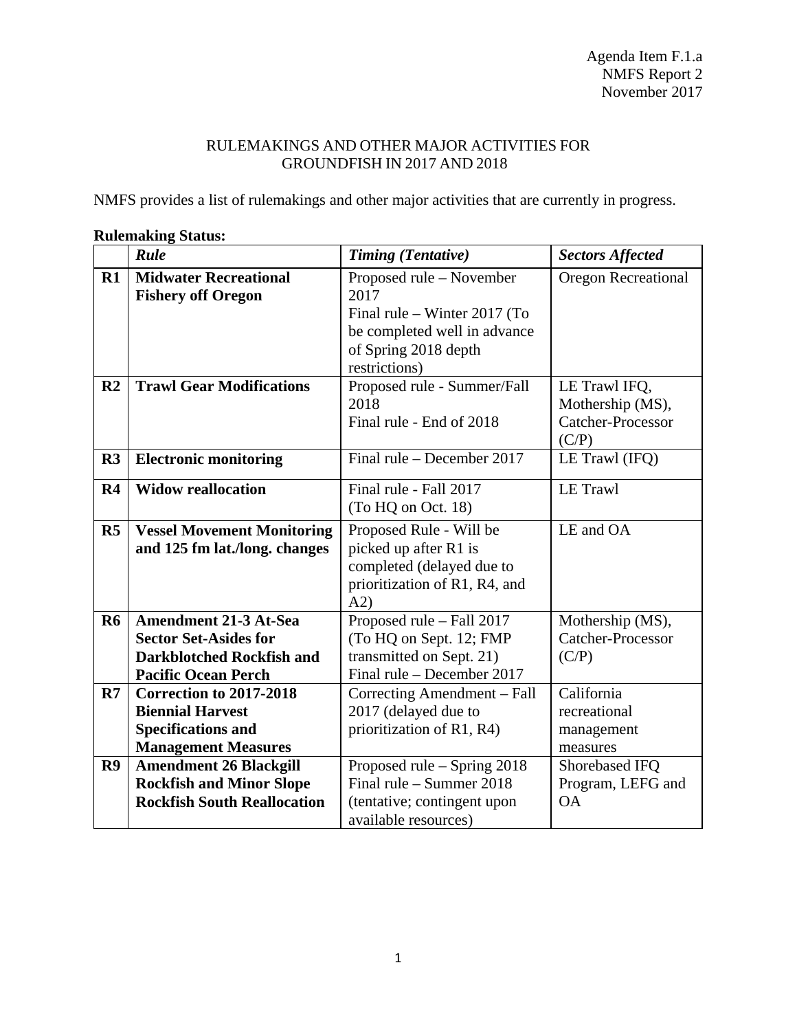Agenda Item F.1.a
NMFS Report 2
November 2017

# RULEMAKINGS AND OTHER MAJOR ACTIVITIES FOR GROUNDFISH IN 2017 AND 2018

NMFS provides a list of rulemakings and other major activities that are currently in progress.

**Rulemaking Status:**

| | ***Rule*** | ***Timing (Tentative)*** | ***Sectors Affected*** |
|---|---|---|---|
| **R1** | **Midwater Recreational Fishery off Oregon** | Proposed rule – November 2017<br>Final rule – Winter 2017 (To be completed well in advance of Spring 2018 depth restrictions) | Oregon Recreational |
| **R2** | **Trawl Gear Modifications** | Proposed rule - Summer/Fall 2018<br>Final rule - End of 2018 | LE Trawl IFQ, Mothership (MS), Catcher-Processor (C/P) |
| **R3** | **Electronic monitoring** | Final rule – December 2017 | LE Trawl (IFQ) |
| **R4** | **Widow reallocation** | Final rule - Fall 2017<br>(To HQ on Oct. 18) | LE Trawl |
| **R5** | **Vessel Movement Monitoring and 125 fm lat./long. changes** | Proposed Rule - Will be picked up after R1 is completed (delayed due to prioritization of R1, R4, and A2) | LE and OA |
| **R6** | **Amendment 21-3 At-Sea Sector Set-Asides for Darkblotched Rockfish and Pacific Ocean Perch** | Proposed rule – Fall 2017 (To HQ on Sept. 12; FMP transmitted on Sept. 21)<br>Final rule – December 2017 | Mothership (MS), Catcher-Processor (C/P) |
| **R7** | **Correction to 2017-2018 Biennial Harvest Specifications and Management Measures** | Correcting Amendment – Fall 2017 (delayed due to prioritization of R1, R4) | California recreational management measures |
| **R9** | **Amendment 26 Blackgill Rockfish and Minor Slope Rockfish South Reallocation** | Proposed rule – Spring 2018<br>Final rule – Summer 2018 (tentative; contingent upon available resources) | Shorebased IFQ Program, LEFG and OA |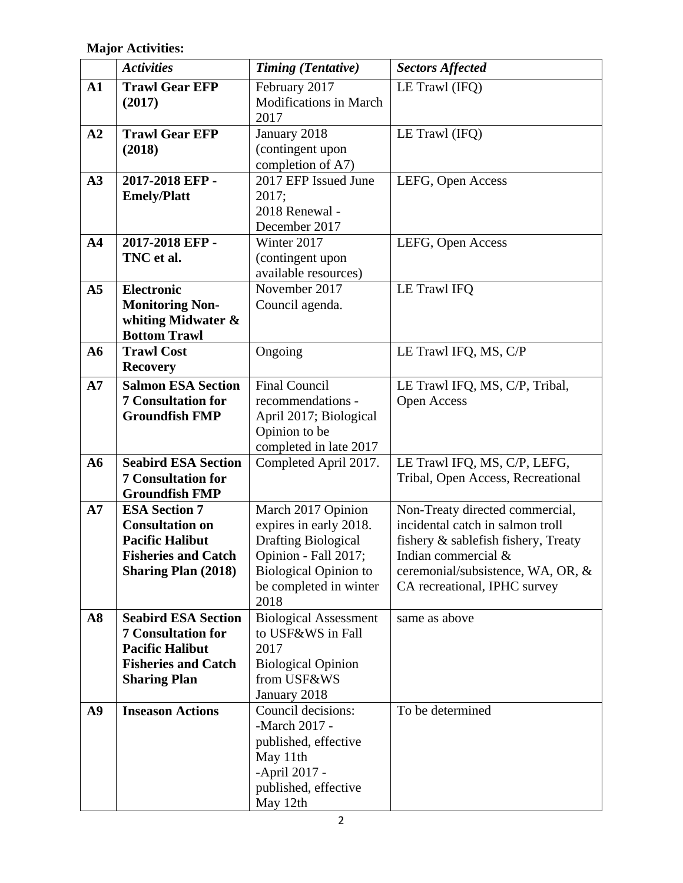**Major Activities:**

| | *Activities* | *Timing (Tentative)* | *Sectors Affected* |
|---|---|---|---|
| **A1** | **Trawl Gear EFP (2017)** | February 2017 Modifications in March 2017 | LE Trawl (IFQ) |
| **A2** | **Trawl Gear EFP (2018)** | January 2018 (contingent upon completion of A7) | LE Trawl (IFQ) |
| **A3** | **2017-2018 EFP - Emely/Platt** | 2017 EFP Issued June 2017; 2018 Renewal - December 2017 | LEFG, Open Access |
| **A4** | **2017-2018 EFP - TNC et al.** | Winter 2017 (contingent upon available resources) | LEFG, Open Access |
| **A5** | **Electronic Monitoring Non-whiting Midwater & Bottom Trawl** | November 2017 Council agenda. | LE Trawl IFQ |
| **A6** | **Trawl Cost Recovery** | Ongoing | LE Trawl IFQ, MS, C/P |
| **A7** | **Salmon ESA Section 7 Consultation for Groundfish FMP** | Final Council recommendations - April 2017; Biological Opinion to be completed in late 2017 | LE Trawl IFQ, MS, C/P, Tribal, Open Access |
| **A6** | **Seabird ESA Section 7 Consultation for Groundfish FMP** | Completed April 2017. | LE Trawl IFQ, MS, C/P, LEFG, Tribal, Open Access, Recreational |
| **A7** | **ESA Section 7 Consultation on Pacific Halibut Fisheries and Catch Sharing Plan (2018)** | March 2017 Opinion expires in early 2018. Drafting Biological Opinion - Fall 2017; Biological Opinion to be completed in winter 2018 | Non-Treaty directed commercial, incidental catch in salmon troll fishery & sablefish fishery, Treaty Indian commercial & ceremonial/subsistence, WA, OR, & CA recreational, IPHC survey |
| **A8** | **Seabird ESA Section 7 Consultation for Pacific Halibut Fisheries and Catch Sharing Plan** | Biological Assessment to USF&WS in Fall 2017 Biological Opinion from USF&WS January 2018 | same as above |
| **A9** | **Inseason Actions** | Council decisions: -March 2017 - published, effective May 11th -April 2017 - published, effective May 12th | To be determined |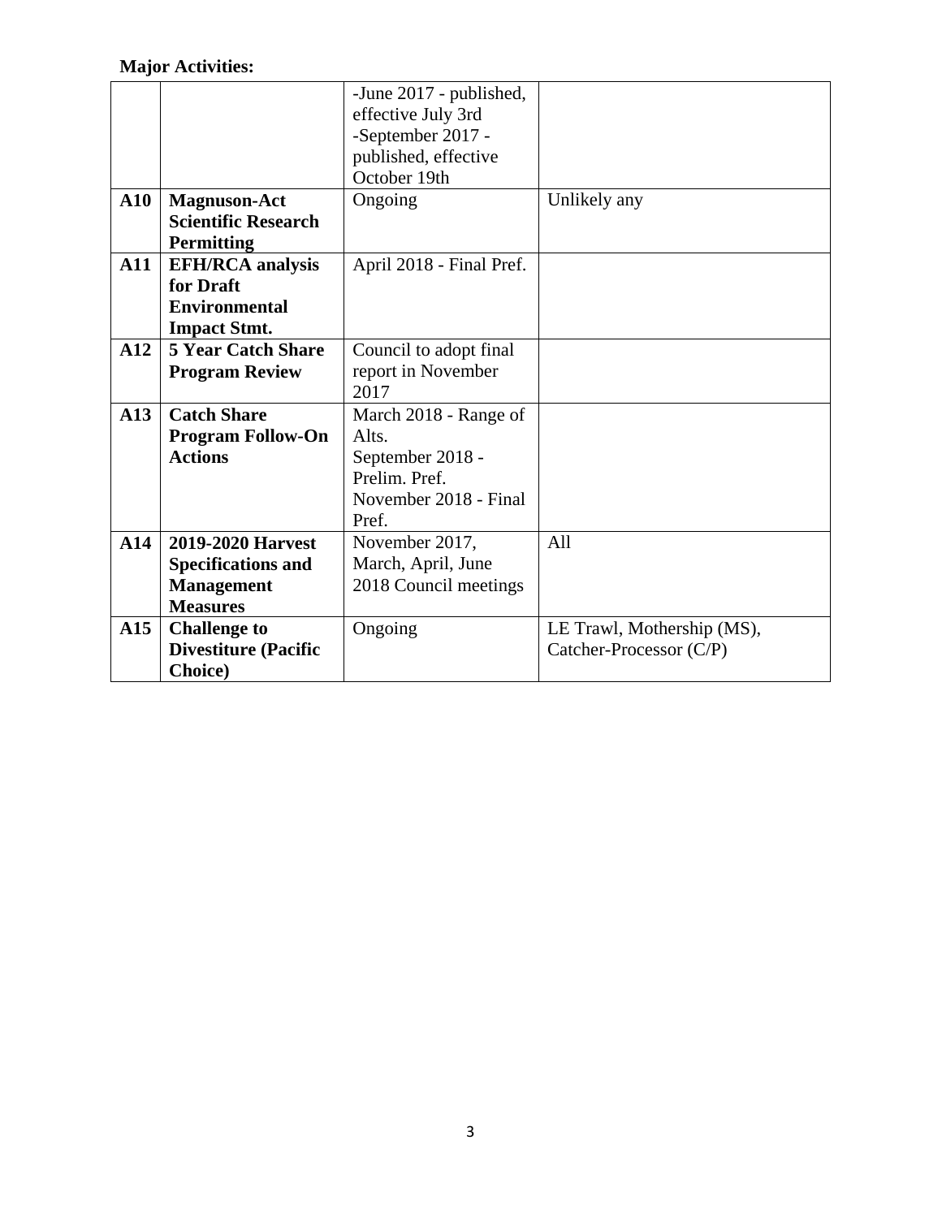**Major Activities:**

| | | | |
|---|---|---|---|
| | | -June 2017 - published, effective July 3rd<br>-September 2017 - published, effective October 19th | |
| **A10** | **Magnuson-Act Scientific Research Permitting** | Ongoing | Unlikely any |
| **A11** | **EFH/RCA analysis for Draft Environmental Impact Stmt.** | April 2018 - Final Pref. | |
| **A12** | **5 Year Catch Share Program Review** | Council to adopt final report in November 2017 | |
| **A13** | **Catch Share Program Follow-On Actions** | March 2018 - Range of Alts.<br>September 2018 - Prelim. Pref.<br>November 2018 - Final Pref. | |
| **A14** | **2019-2020 Harvest Specifications and Management Measures** | November 2017, March, April, June 2018 Council meetings | All |
| **A15** | **Challenge to Divestiture (Pacific Choice)** | Ongoing | LE Trawl, Mothership (MS), Catcher-Processor (C/P) |